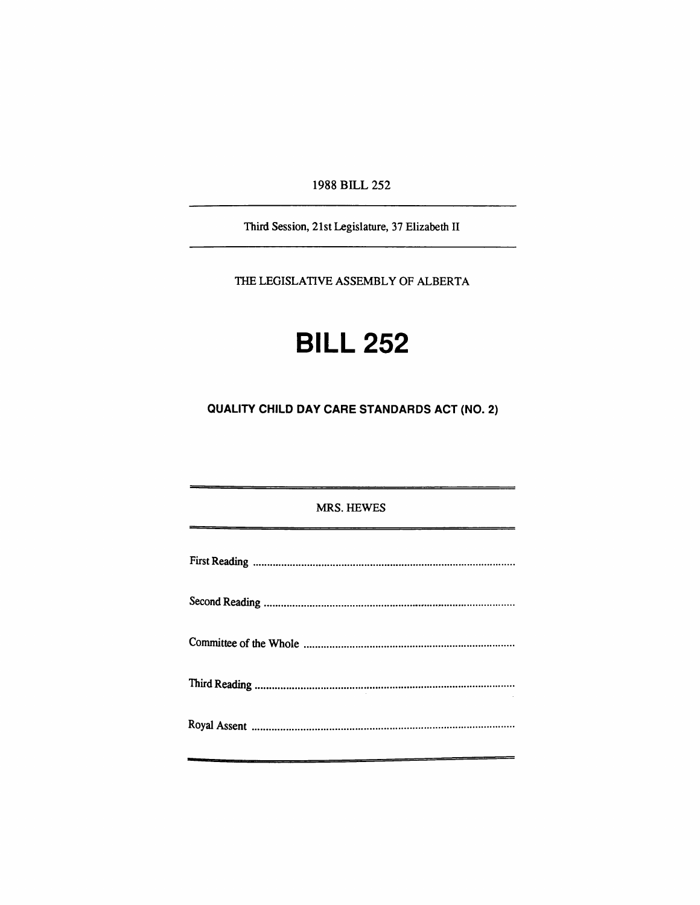1988 BILL 252

---

Third Session, 21st Legislature, 37 Elizabeth II

---

THE LEGISLATIVE ASSEMBLY OF ALBERTA

# BILL 252

**QUALITY CHILD DAY CARE STANDARDS ACT (NO. 2)**

---

MRS. HEWES

---

First Reading ..........................................................................................

Second Reading ......................................................................................

Committee of the Whole ........................................................................

Third Reading .........................................................................................

Royal Assent ..........................................................................................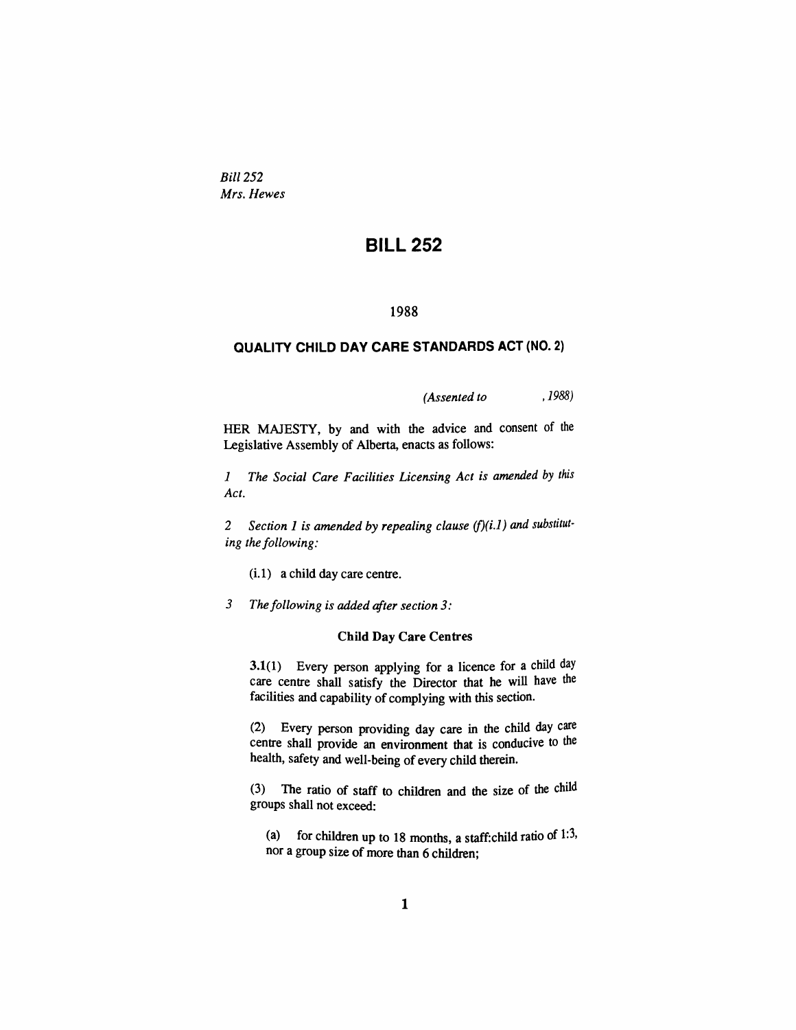*Bill 252*
*Mrs. Hewes*

# BILL 252

1988

## QUALITY CHILD DAY CARE STANDARDS ACT (NO. 2)

*(Assented to , 1988)*

HER MAJESTY, by and with the advice and consent of the Legislative Assembly of Alberta, enacts as follows:

*1 The Social Care Facilities Licensing Act is amended by this Act.*

*2 Section 1 is amended by repealing clause (f)(i.1) and substituting the following:*

(i.1) a child day care centre.

*3 The following is added after section 3:*

**Child Day Care Centres**

**3.1**(1) Every person applying for a licence for a child day care centre shall satisfy the Director that he will have the facilities and capability of complying with this section.

(2) Every person providing day care in the child day care centre shall provide an environment that is conducive to the health, safety and well-being of every child therein.

(3) The ratio of staff to children and the size of the child groups shall not exceed:

(a) for children up to 18 months, a staff:child ratio of 1:3, nor a group size of more than 6 children;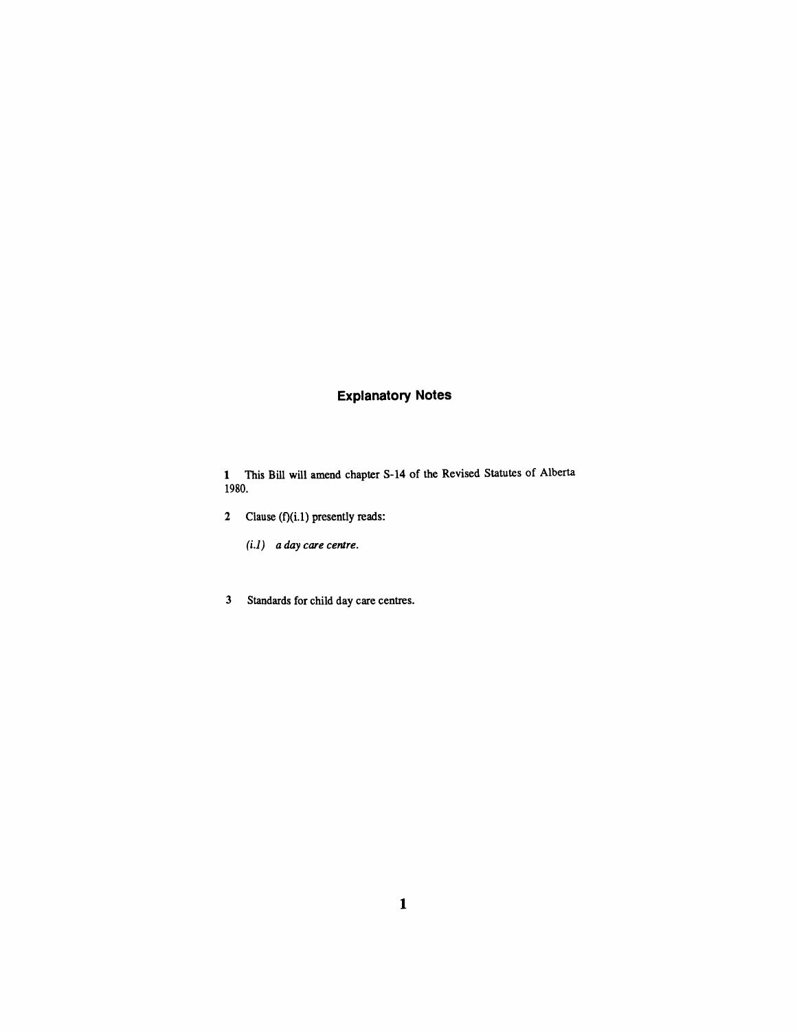## Explanatory Notes

**1** This Bill will amend chapter S-14 of the Revised Statutes of Alberta 1980.

**2** Clause (f)(i.1) presently reads:

> *(i.1) a day care centre.*

**3** Standards for child day care centres.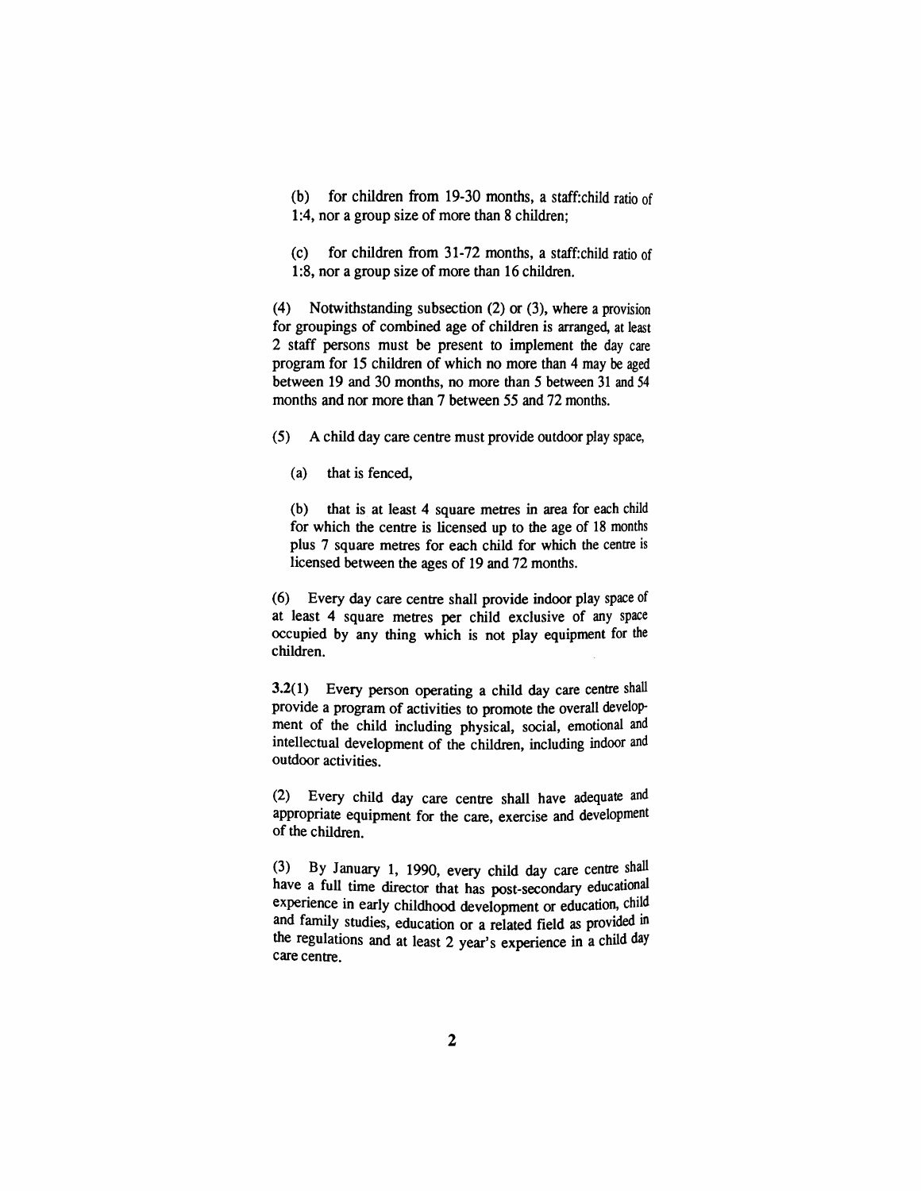(b) for children from 19-30 months, a staff:child ratio of 1:4, nor a group size of more than 8 children;

(c) for children from 31-72 months, a staff:child ratio of 1:8, nor a group size of more than 16 children.

(4) Notwithstanding subsection (2) or (3), where a provision for groupings of combined age of children is arranged, at least 2 staff persons must be present to implement the day care program for 15 children of which no more than 4 may be aged between 19 and 30 months, no more than 5 between 31 and 54 months and nor more than 7 between 55 and 72 months.

(5) A child day care centre must provide outdoor play space,

(a) that is fenced,

(b) that is at least 4 square metres in area for each child for which the centre is licensed up to the age of 18 months plus 7 square metres for each child for which the centre is licensed between the ages of 19 and 72 months.

(6) Every day care centre shall provide indoor play space of at least 4 square metres per child exclusive of any space occupied by any thing which is not play equipment for the children.

3.2(1) Every person operating a child day care centre shall provide a program of activities to promote the overall development of the child including physical, social, emotional and intellectual development of the children, including indoor and outdoor activities.

(2) Every child day care centre shall have adequate and appropriate equipment for the care, exercise and development of the children.

(3) By January 1, 1990, every child day care centre shall have a full time director that has post-secondary educational experience in early childhood development or education, child and family studies, education or a related field as provided in the regulations and at least 2 year's experience in a child day care centre.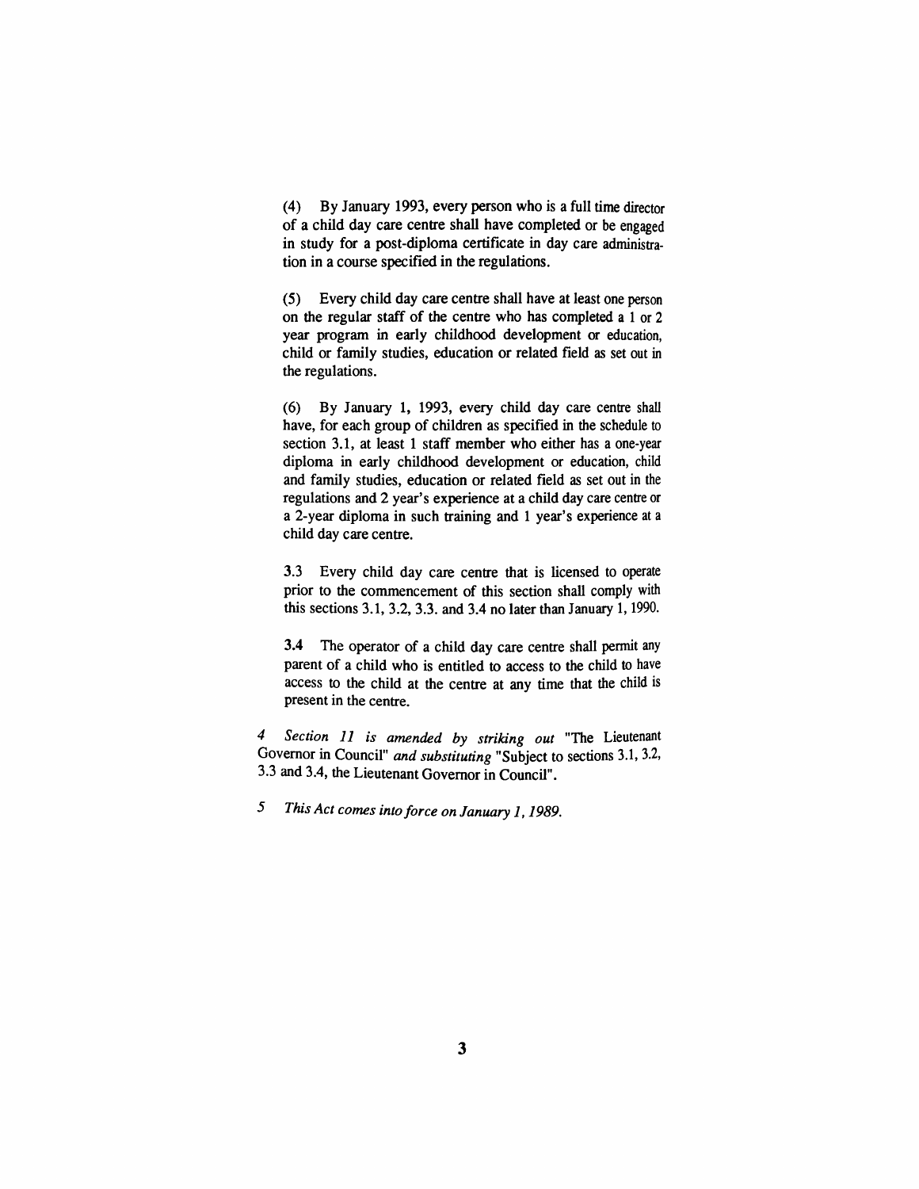(4) By January 1993, every person who is a full time director of a child day care centre shall have completed or be engaged in study for a post-diploma certificate in day care administration in a course specified in the regulations.

(5) Every child day care centre shall have at least one person on the regular staff of the centre who has completed a 1 or 2 year program in early childhood development or education, child or family studies, education or related field as set out in the regulations.

(6) By January 1, 1993, every child day care centre shall have, for each group of children as specified in the schedule to section 3.1, at least 1 staff member who either has a one-year diploma in early childhood development or education, child and family studies, education or related field as set out in the regulations and 2 year's experience at a child day care centre or a 2-year diploma in such training and 1 year's experience at a child day care centre.

3.3 Every child day care centre that is licensed to operate prior to the commencement of this section shall comply with this sections 3.1, 3.2, 3.3. and 3.4 no later than January 1, 1990.

**3.4** The operator of a child day care centre shall permit any parent of a child who is entitled to access to the child to have access to the child at the centre at any time that the child is present in the centre.

*4 Section 11 is amended by striking out* "The Lieutenant Governor in Council" *and substituting* "Subject to sections 3.1, 3.2, 3.3 and 3.4, the Lieutenant Governor in Council".

*5 This Act comes into force on January 1, 1989.*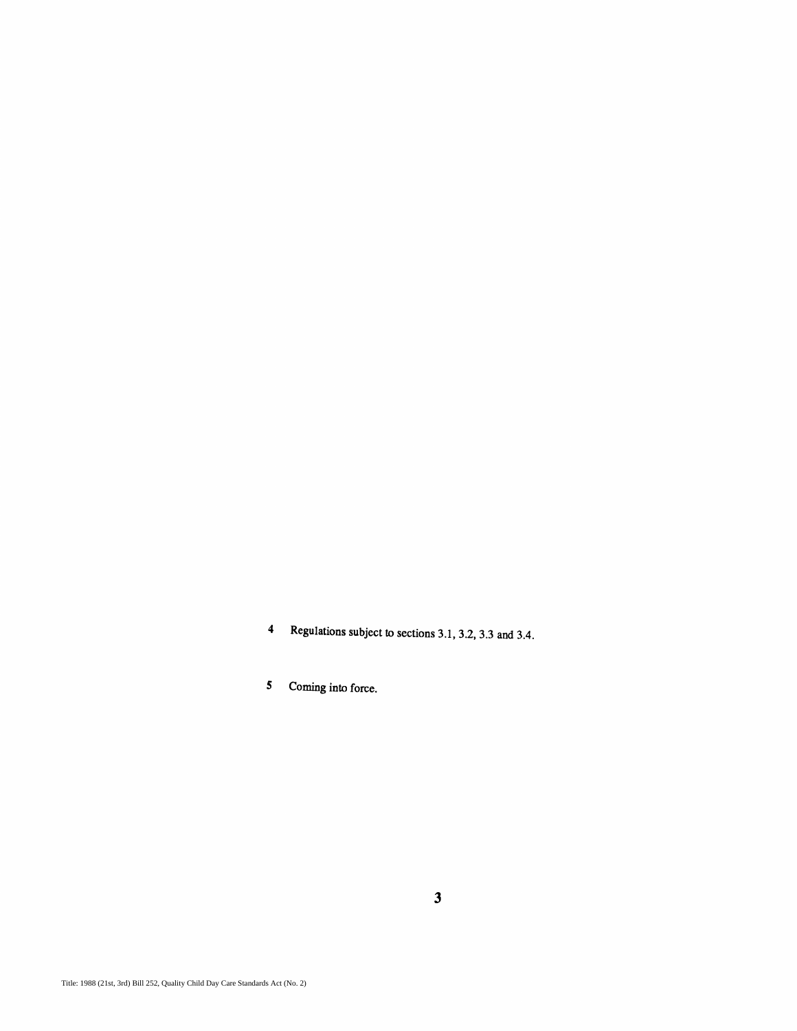4 Regulations subject to sections 3.1, 3.2, 3.3 and 3.4.

5 Coming into force.